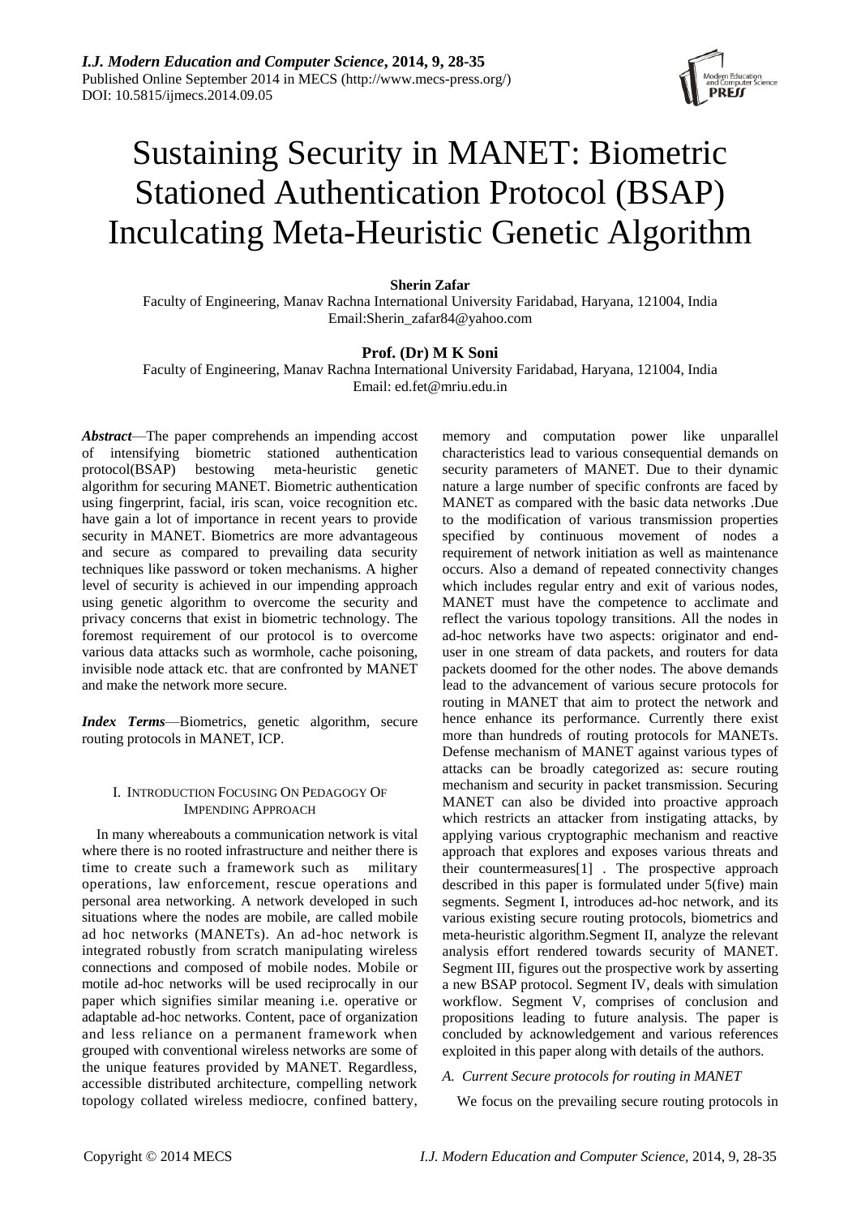# Sustaining Security in MANET: Biometric Stationed Authentication Protocol (BSAP) Inculcating Meta-Heuristic Genetic Algorithm

**Sherin Zafar**

Faculty of Engineering, Manav Rachna International University Faridabad, Haryana, 121004, India
Email:Sherin_zafar84@yahoo.com

**Prof. (Dr) M K Soni**

Faculty of Engineering, Manav Rachna International University Faridabad, Haryana, 121004, India
Email: ed.fet@mriu.edu.in

***Abstract***—The paper comprehends an impending accost of intensifying biometric stationed authentication protocol(BSAP) bestowing meta-heuristic genetic algorithm for securing MANET. Biometric authentication using fingerprint, facial, iris scan, voice recognition etc. have gain a lot of importance in recent years to provide security in MANET. Biometrics are more advantageous and secure as compared to prevailing data security techniques like password or token mechanisms. A higher level of security is achieved in our impending approach using genetic algorithm to overcome the security and privacy concerns that exist in biometric technology. The foremost requirement of our protocol is to overcome various data attacks such as wormhole, cache poisoning, invisible node attack etc. that are confronted by MANET and make the network more secure.

***Index Terms***—Biometrics, genetic algorithm, secure routing protocols in MANET, ICP.

## I. Introduction Focusing On Pedagogy Of Impending Approach

In many whereabouts a communication network is vital where there is no rooted infrastructure and neither there is time to create such a framework such as military operations, law enforcement, rescue operations and personal area networking. A network developed in such situations where the nodes are mobile, are called mobile ad hoc networks (MANETs). An ad-hoc network is integrated robustly from scratch manipulating wireless connections and composed of mobile nodes. Mobile or motile ad-hoc networks will be used reciprocally in our paper which signifies similar meaning i.e. operative or adaptable ad-hoc networks. Content, pace of organization and less reliance on a permanent framework when grouped with conventional wireless networks are some of the unique features provided by MANET. Regardless, accessible distributed architecture, compelling network topology collated wireless mediocre, confined battery, memory and computation power like unparallel characteristics lead to various consequential demands on security parameters of MANET. Due to their dynamic nature a large number of specific confronts are faced by MANET as compared with the basic data networks .Due to the modification of various transmission properties specified by continuous movement of nodes a requirement of network initiation as well as maintenance occurs. Also a demand of repeated connectivity changes which includes regular entry and exit of various nodes, MANET must have the competence to acclimate and reflect the various topology transitions. All the nodes in ad-hoc networks have two aspects: originator and end-user in one stream of data packets, and routers for data packets doomed for the other nodes. The above demands lead to the advancement of various secure protocols for routing in MANET that aim to protect the network and hence enhance its performance. Currently there exist more than hundreds of routing protocols for MANETs. Defense mechanism of MANET against various types of attacks can be broadly categorized as: secure routing mechanism and security in packet transmission. Securing MANET can also be divided into proactive approach which restricts an attacker from instigating attacks, by applying various cryptographic mechanism and reactive approach that explores and exposes various threats and their countermeasures[1] . The prospective approach described in this paper is formulated under 5(five) main segments. Segment I, introduces ad-hoc network, and its various existing secure routing protocols, biometrics and meta-heuristic algorithm.Segment II, analyze the relevant analysis effort rendered towards security of MANET. Segment III, figures out the prospective work by asserting a new BSAP protocol. Segment IV, deals with simulation workflow. Segment V, comprises of conclusion and propositions leading to future analysis. The paper is concluded by acknowledgement and various references exploited in this paper along with details of the authors.

### *A. Current Secure protocols for routing in MANET*

We focus on the prevailing secure routing protocols in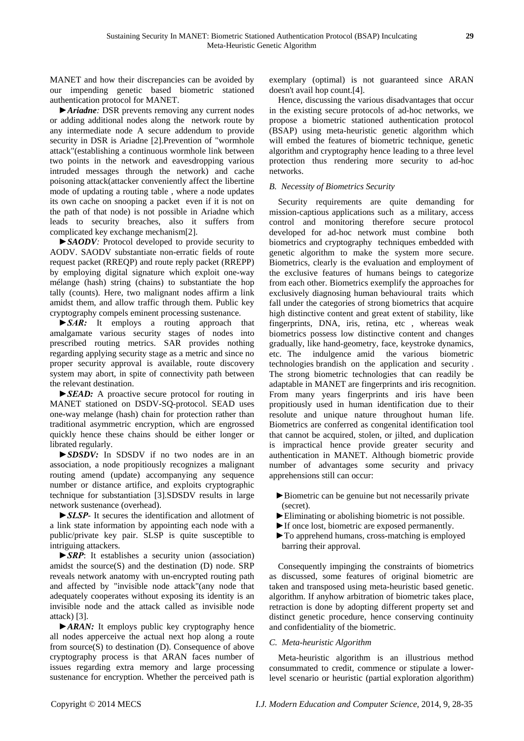MANET and how their discrepancies can be avoided by our impending genetic based biometric stationed authentication protocol for MANET.

►***Ariadne****:* DSR prevents removing any current nodes or adding additional nodes along the network route by any intermediate node A secure addendum to provide security in DSR is Ariadne [2].Prevention of "wormhole attack"(establishing a continuous wormhole link between two points in the network and eavesdropping various intruded messages through the network) and cache poisoning attack(attacker conveniently affect the libertine mode of updating a routing table , where a node updates its own cache on snooping a packet even if it is not on the path of that node) is not possible in Ariadne which leads to security breaches, also it suffers from complicated key exchange mechanism[2].

►***SAODV****:* Protocol developed to provide security to AODV. SAODV substantiate non-erratic fields of route request packet (RREQP) and route reply packet (RREPP) by employing digital signature which exploit one-way mélange (hash) string (chains) to substantiate the hop tally (counts). Here, two malignant nodes affirm a link amidst them, and allow traffic through them. Public key cryptography compels eminent processing sustenance.

►***SAR:*** It employs a routing approach that amalgamate various security stages of nodes into prescribed routing metrics. SAR provides nothing regarding applying security stage as a metric and since no proper security approval is available, route discovery system may abort, in spite of connectivity path between the relevant destination.

►***SEAD:*** A proactive secure protocol for routing in MANET stationed on DSDV-SQ-protocol. SEAD uses one-way melange (hash) chain for protection rather than traditional asymmetric encryption, which are engrossed quickly hence these chains should be either longer or librated regularly.

►***SDSDV:*** In SDSDV if no two nodes are in an association, a node propitiously recognizes a malignant routing amend (update) accompanying any sequence number or distance artifice, and exploits cryptographic technique for substantiation [3].SDSDV results in large network sustenance (overhead).

►***SLSP***- It secures the identification and allotment of a link state information by appointing each node with a public/private key pair. SLSP is quite susceptible to intriguing attackers.

►***SRP***: It establishes a security union (association) amidst the source(S) and the destination (D) node. SRP reveals network anatomy with un-encrypted routing path and affected by "invisible node attack"(any node that adequately cooperates without exposing its identity is an invisible node and the attack called as invisible node attack) [3].

►***ARAN:*** It employs public key cryptography hence all nodes apperceive the actual next hop along a route from source(S) to destination (D). Consequence of above cryptography process is that ARAN faces number of issues regarding extra memory and large processing sustenance for encryption. Whether the perceived path is exemplary (optimal) is not guaranteed since ARAN doesn't avail hop count.[4].

Hence, discussing the various disadvantages that occur in the existing secure protocols of ad-hoc networks, we propose a biometric stationed authentication protocol (BSAP) using meta-heuristic genetic algorithm which will embed the features of biometric technique, genetic algorithm and cryptography hence leading to a three level protection thus rendering more security to ad-hoc networks.

### *B. Necessity of Biometrics Security*

Security requirements are quite demanding for mission-captious applications such as a military, access control and monitoring therefore secure protocol developed for ad-hoc network must combine both biometrics and cryptography techniques embedded with genetic algorithm to make the system more secure. Biometrics, clearly is the evaluation and employment of the exclusive features of humans beings to categorize from each other. Biometrics exemplify the approaches for exclusively diagnosing human behavioural traits which fall under the categories of strong biometrics that acquire high distinctive content and great extent of stability, like fingerprints, DNA, iris, retina, etc , whereas weak biometrics possess low distinctive content and changes gradually, like hand-geometry, face, keystroke dynamics, etc. The indulgence amid the various biometric technologies brandish on the application and security . The strong biometric technologies that can readily be adaptable in MANET are fingerprints and iris recognition. From many years fingerprints and iris have been propitiously used in human identification due to their resolute and unique nature throughout human life. Biometrics are conferred as congenital identification tool that cannot be acquired, stolen, or jilted, and duplication is impractical hence provide greater security and authentication in MANET. Although biometric provide number of advantages some security and privacy apprehensions still can occur:

- ►Biometric can be genuine but not necessarily private (secret).
- ►Eliminating or abolishing biometric is not possible.
- ►If once lost, biometric are exposed permanently.
- ►To apprehend humans, cross-matching is employed barring their approval.

Consequently impinging the constraints of biometrics as discussed, some features of original biometric are taken and transposed using meta-heuristic based genetic. algorithm. If anyhow arbitration of biometric takes place, retraction is done by adopting different property set and distinct genetic procedure, hence conserving continuity and confidentiality of the biometric.

### *C. Meta-heuristic Algorithm*

Meta-heuristic algorithm is an illustrious method consummated to credit, commence or stipulate a lower-level scenario or heuristic (partial exploration algorithm)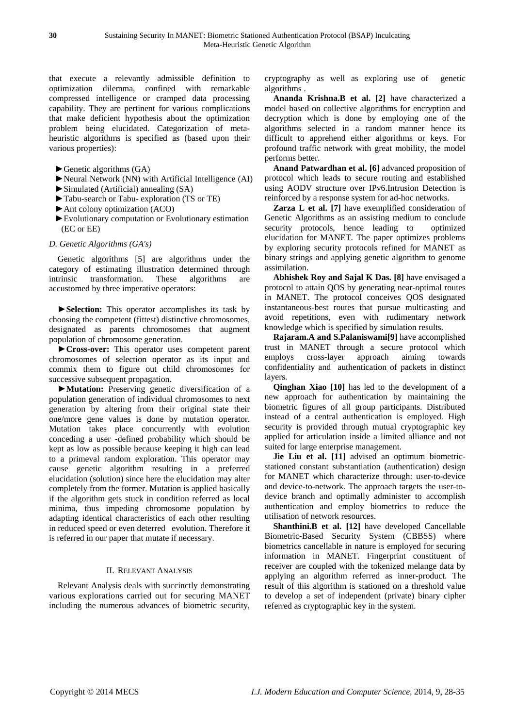that execute a relevantly admissible definition to optimization dilemma, confined with remarkable compressed intelligence or cramped data processing capability. They are pertinent for various complications that make deficient hypothesis about the optimization problem being elucidated. Categorization of meta-heuristic algorithms is specified as (based upon their various properties):

- ►Genetic algorithms (GA)
- ►Neural Network (NN) with Artificial Intelligence (AI)
- ►Simulated (Artificial) annealing (SA)
- ►Tabu-search or Tabu- exploration (TS or TE)
- ►Ant colony optimization (ACO)
- ►Evolutionary computation or Evolutionary estimation (EC or EE)

### *D. Genetic Algorithms (GA's)*

Genetic algorithms [5] are algorithms under the category of estimating illustration determined through intrinsic transformation. These algorithms are accustomed by three imperative operators:

►**Selection:** This operator accomplishes its task by choosing the competent (fittest) distinctive chromosomes, designated as parents chromosomes that augment population of chromosome generation.

►**Cross-over:** This operator uses competent parent chromosomes of selection operator as its input and commix them to figure out child chromosomes for successive subsequent propagation.

►**Mutation:** Preserving genetic diversification of a population generation of individual chromosomes to next generation by altering from their original state their one/more gene values is done by mutation operator. Mutation takes place concurrently with evolution conceding a user -defined probability which should be kept as low as possible because keeping it high can lead to a primeval random exploration. This operator may cause genetic algorithm resulting in a preferred elucidation (solution) since here the elucidation may alter completely from the former. Mutation is applied basically if the algorithm gets stuck in condition referred as local minima, thus impeding chromosome population by adapting identical characteristics of each other resulting in reduced speed or even deterred evolution. Therefore it is referred in our paper that mutate if necessary.

## II. Relevant Analysis

Relevant Analysis deals with succinctly demonstrating various explorations carried out for securing MANET including the numerous advances of biometric security, cryptography as well as exploring use of genetic algorithms .

**Ananda Krishna.B et al. [2]** have characterized a model based on collective algorithms for encryption and decryption which is done by employing one of the algorithms selected in a random manner hence its difficult to apprehend either algorithms or keys. For profound traffic network with great mobility, the model performs better.

**Anand Patwardhan et al. [6]** advanced proposition of protocol which leads to secure routing and established using AODV structure over IPv6.Intrusion Detection is reinforced by a response system for ad-hoc networks.

**Zarza L et al. [7]** have exemplified consideration of Genetic Algorithms as an assisting medium to conclude security protocols, hence leading to optimized elucidation for MANET. The paper optimizes problems by exploring security protocols refined for MANET as binary strings and applying genetic algorithm to genome assimilation.

**Abhishek Roy and Sajal K Das. [8]** have envisaged a protocol to attain QOS by generating near-optimal routes in MANET. The protocol conceives QOS designated instantaneous-best routes that pursue multicasting and avoid repetitions, even with rudimentary network knowledge which is specified by simulation results.

**Rajaram.A and S.Palaniswami[9]** have accomplished trust in MANET through a secure protocol which employs cross-layer approach aiming towards confidentiality and authentication of packets in distinct layers.

**Qinghan Xiao [10]** has led to the development of a new approach for authentication by maintaining the biometric figures of all group participants. Distributed instead of a central authentication is employed. High security is provided through mutual cryptographic key applied for articulation inside a limited alliance and not suited for large enterprise management.

**Jie Liu et al. [11]** advised an optimum biometric-stationed constant substantiation (authentication) design for MANET which characterize through: user-to-device and device-to-network. The approach targets the user-to-device branch and optimally administer to accomplish authentication and employ biometrics to reduce the utilisation of network resources.

**Shanthini.B et al. [12]** have developed Cancellable Biometric-Based Security System (CBBSS) where biometrics cancellable in nature is employed for securing information in MANET. Fingerprint constituent of receiver are coupled with the tokenized melange data by applying an algorithm referred as inner-product. The result of this algorithm is stationed on a threshold value to develop a set of independent (private) binary cipher referred as cryptographic key in the system.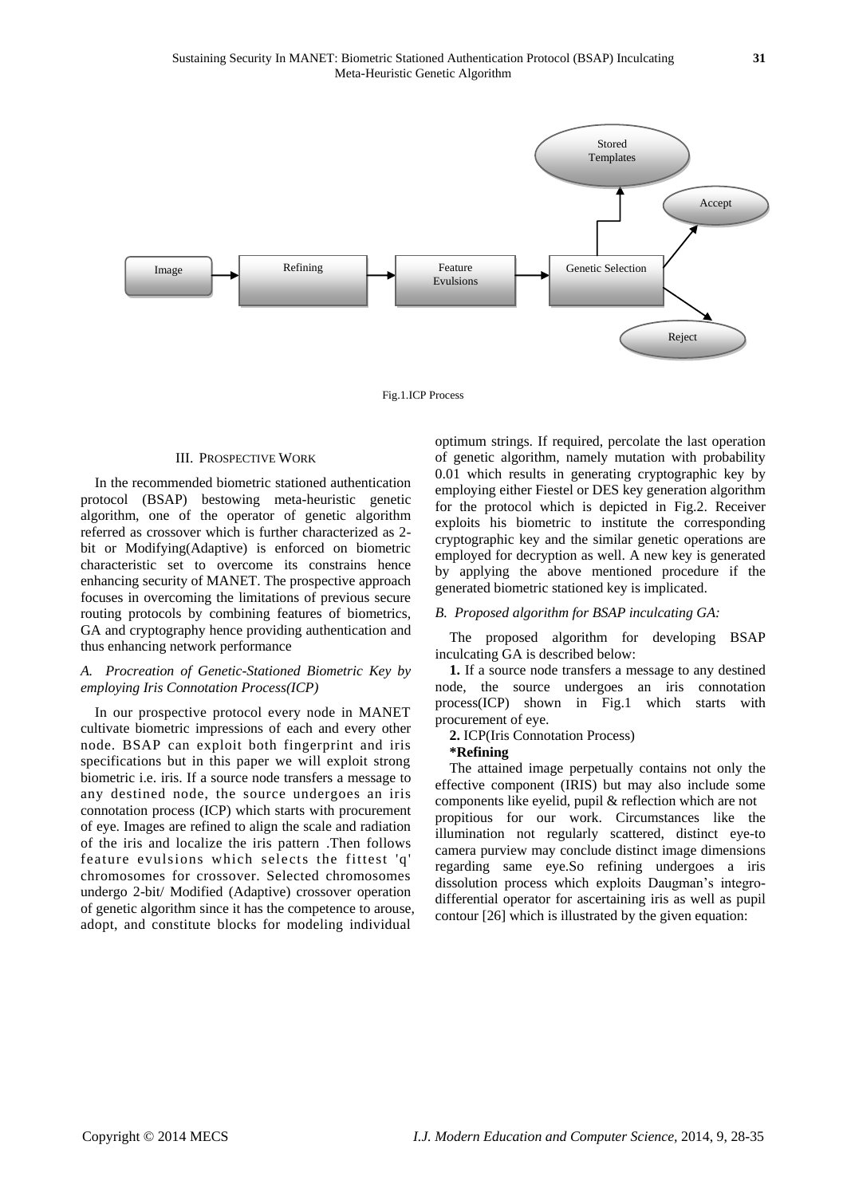Fig.1.ICP Process

## III. Prospective Work

In the recommended biometric stationed authentication protocol (BSAP) bestowing meta-heuristic genetic algorithm, one of the operator of genetic algorithm referred as crossover which is further characterized as 2-bit or Modifying(Adaptive) is enforced on biometric characteristic set to overcome its constrains hence enhancing security of MANET. The prospective approach focuses in overcoming the limitations of previous secure routing protocols by combining features of biometrics, GA and cryptography hence providing authentication and thus enhancing network performance

### *A. Procreation of Genetic-Stationed Biometric Key by employing Iris Connotation Process(ICP)*

In our prospective protocol every node in MANET cultivate biometric impressions of each and every other node. BSAP can exploit both fingerprint and iris specifications but in this paper we will exploit strong biometric i.e. iris. If a source node transfers a message to any destined node, the source undergoes an iris connotation process (ICP) which starts with procurement of eye. Images are refined to align the scale and radiation of the iris and localize the iris pattern .Then follows feature evulsions which selects the fittest 'q' chromosomes for crossover. Selected chromosomes undergo 2-bit/ Modified (Adaptive) crossover operation of genetic algorithm since it has the competence to arouse, adopt, and constitute blocks for modeling individual optimum strings. If required, percolate the last operation of genetic algorithm, namely mutation with probability 0.01 which results in generating cryptographic key by employing either Fiestel or DES key generation algorithm for the protocol which is depicted in Fig.2. Receiver exploits his biometric to institute the corresponding cryptographic key and the similar genetic operations are employed for decryption as well. A new key is generated by applying the above mentioned procedure if the generated biometric stationed key is implicated.

### *B. Proposed algorithm for BSAP inculcating GA:*

The proposed algorithm for developing BSAP inculcating GA is described below:

**1.** If a source node transfers a message to any destined node, the source undergoes an iris connotation process(ICP) shown in Fig.1 which starts with procurement of eye.

**2.** ICP(Iris Connotation Process)

**\*Refining**

The attained image perpetually contains not only the effective component (IRIS) but may also include some components like eyelid, pupil & reflection which are not propitious for our work. Circumstances like the illumination not regularly scattered, distinct eye-to camera purview may conclude distinct image dimensions regarding same eye.So refining undergoes a iris dissolution process which exploits Daugman's integro-differential operator for ascertaining iris as well as pupil contour [26] which is illustrated by the given equation: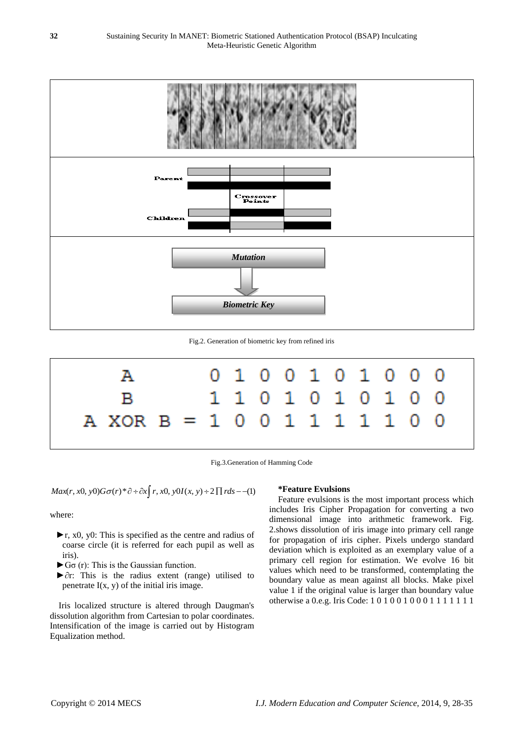Parent

Crossover Points

Children

*Mutation*

*Biometric Key*

Fig.2. Generation of biometric key from refined iris

```
A           0 1 0 0 1 0 1 0 0 0
B           1 1 0 1 0 1 0 1 0 0
A XOR B  =  1 0 0 1 1 1 1 1 0 0
```

Fig.3.Generation of Hamming Code

$$Max(r, x0, y0) G\sigma(r) * \partial \div \partial x \int r, x0, y0 I(x, y) \div 2 \prod rds \text{ --(1)}$$

where:

- ►r, x0, y0: This is specified as the centre and radius of coarse circle (it is referred for each pupil as well as iris).
- ►Gσ (r): This is the Gaussian function.
- ►∂r: This is the radius extent (range) utilised to penetrate I(x, y) of the initial iris image.

Iris localized structure is altered through Daugman's dissolution algorithm from Cartesian to polar coordinates. Intensification of the image is carried out by Histogram Equalization method.

**\*Feature Evulsions**

Feature evulsions is the most important process which includes Iris Cipher Propagation for converting a two dimensional image into arithmetic framework. Fig. 2.shows dissolution of iris image into primary cell range for propagation of iris cipher. Pixels undergo standard deviation which is exploited as an exemplary value of a primary cell region for estimation. We evolve 16 bit values which need to be transformed, contemplating the boundary value as mean against all blocks. Make pixel value 1 if the original value is larger than boundary value otherwise a 0.e.g. Iris Code: 1 0 1 0 0 1 0 0 0 1 1 1 1 1 1 1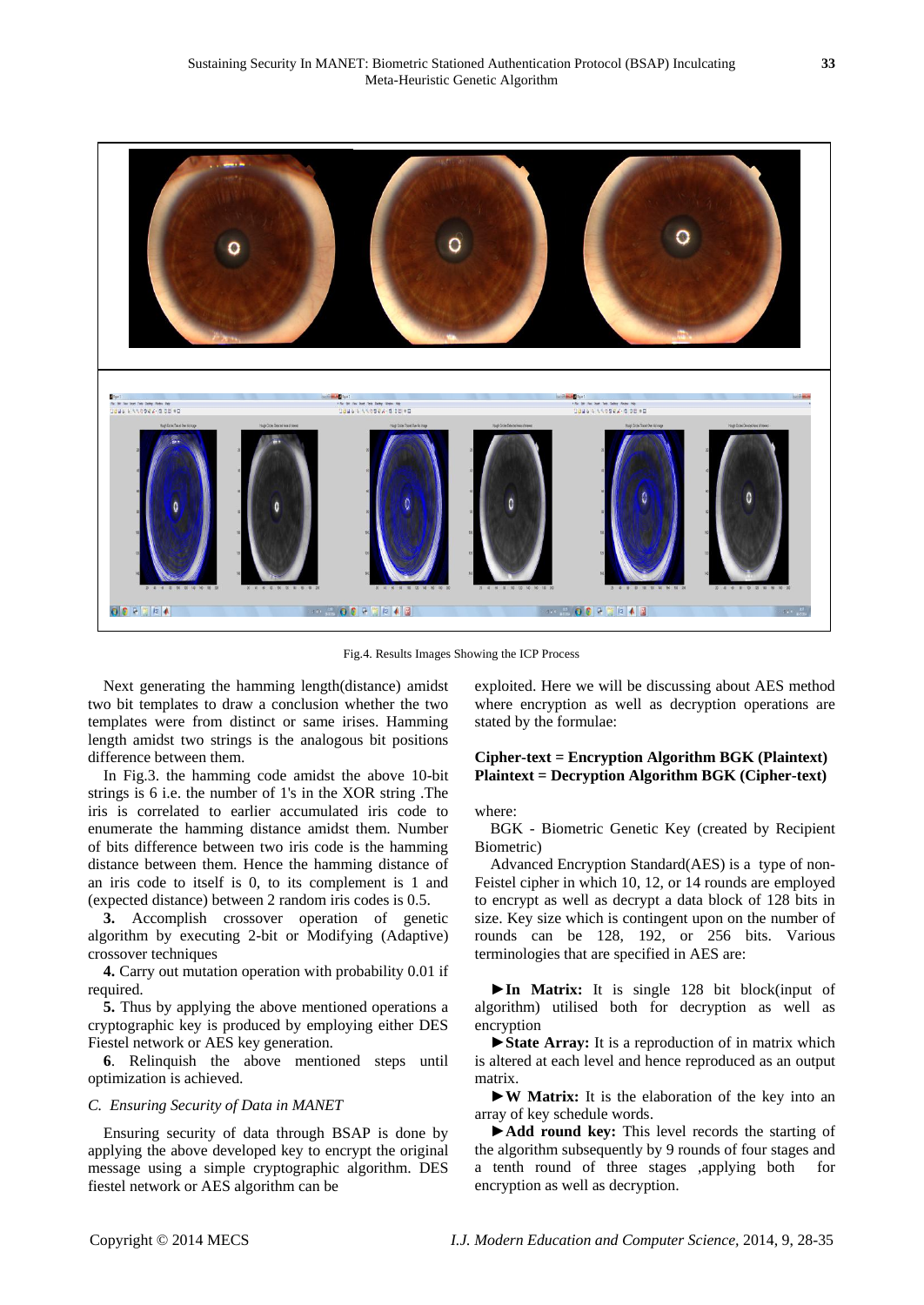Fig.4. Results Images Showing the ICP Process

Next generating the hamming length(distance) amidst two bit templates to draw a conclusion whether the two templates were from distinct or same irises. Hamming length amidst two strings is the analogous bit positions difference between them.

In Fig.3. the hamming code amidst the above 10-bit strings is 6 i.e. the number of 1's in the XOR string .The iris is correlated to earlier accumulated iris code to enumerate the hamming distance amidst them. Number of bits difference between two iris code is the hamming distance between them. Hence the hamming distance of an iris code to itself is 0, to its complement is 1 and (expected distance) between 2 random iris codes is 0.5.

**3.** Accomplish crossover operation of genetic algorithm by executing 2-bit or Modifying (Adaptive) crossover techniques

**4.** Carry out mutation operation with probability 0.01 if required.

**5.** Thus by applying the above mentioned operations a cryptographic key is produced by employing either DES Fiestel network or AES key generation.

**6**. Relinquish the above mentioned steps until optimization is achieved.

### *C. Ensuring Security of Data in MANET*

Ensuring security of data through BSAP is done by applying the above developed key to encrypt the original message using a simple cryptographic algorithm. DES fiestel network or AES algorithm can be exploited. Here we will be discussing about AES method where encryption as well as decryption operations are stated by the formulae:

**Cipher-text = Encryption Algorithm BGK (Plaintext)**
**Plaintext = Decryption Algorithm BGK (Cipher-text)**

where:

BGK - Biometric Genetic Key (created by Recipient Biometric)

Advanced Encryption Standard(AES) is a type of non-Feistel cipher in which 10, 12, or 14 rounds are employed to encrypt as well as decrypt a data block of 128 bits in size. Key size which is contingent upon on the number of rounds can be 128, 192, or 256 bits. Various terminologies that are specified in AES are:

►**In Matrix:** It is single 128 bit block(input of algorithm) utilised both for decryption as well as encryption

►**State Array:** It is a reproduction of in matrix which is altered at each level and hence reproduced as an output matrix.

►**W Matrix:** It is the elaboration of the key into an array of key schedule words.

►**Add round key:** This level records the starting of the algorithm subsequently by 9 rounds of four stages and a tenth round of three stages ,applying both for encryption as well as decryption.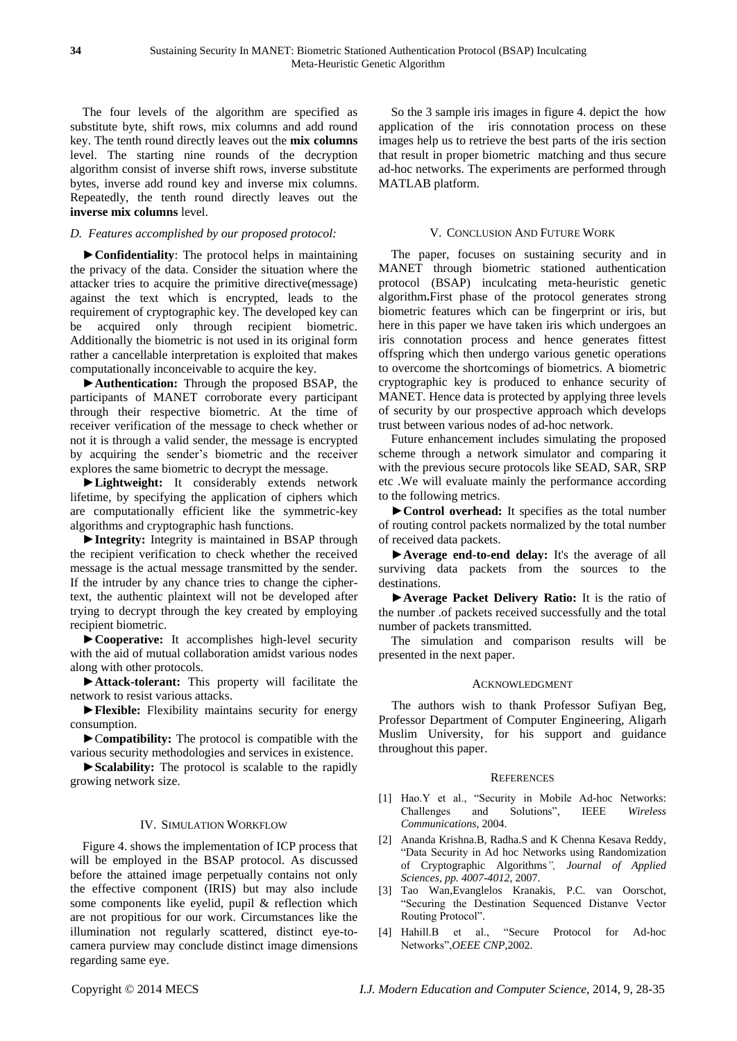The four levels of the algorithm are specified as substitute byte, shift rows, mix columns and add round key. The tenth round directly leaves out the **mix columns** level. The starting nine rounds of the decryption algorithm consist of inverse shift rows, inverse substitute bytes, inverse add round key and inverse mix columns. Repeatedly, the tenth round directly leaves out the **inverse mix columns** level.

### *D. Features accomplished by our proposed protocol:*

►**Confidentiality**: The protocol helps in maintaining the privacy of the data. Consider the situation where the attacker tries to acquire the primitive directive(message) against the text which is encrypted, leads to the requirement of cryptographic key. The developed key can be acquired only through recipient biometric. Additionally the biometric is not used in its original form rather a cancellable interpretation is exploited that makes computationally inconceivable to acquire the key.

►**Authentication:** Through the proposed BSAP, the participants of MANET corroborate every participant through their respective biometric. At the time of receiver verification of the message to check whether or not it is through a valid sender, the message is encrypted by acquiring the sender's biometric and the receiver explores the same biometric to decrypt the message.

►**Lightweight:** It considerably extends network lifetime, by specifying the application of ciphers which are computationally efficient like the symmetric-key algorithms and cryptographic hash functions.

►**Integrity:** Integrity is maintained in BSAP through the recipient verification to check whether the received message is the actual message transmitted by the sender. If the intruder by any chance tries to change the cipher-text, the authentic plaintext will not be developed after trying to decrypt through the key created by employing recipient biometric.

►**Cooperative:** It accomplishes high-level security with the aid of mutual collaboration amidst various nodes along with other protocols.

►**Attack-tolerant:** This property will facilitate the network to resist various attacks.

►**Flexible:** Flexibility maintains security for energy consumption.

►**Compatibility:** The protocol is compatible with the various security methodologies and services in existence.

►**Scalability:** The protocol is scalable to the rapidly growing network size.

## IV. Simulation Workflow

Figure 4. shows the implementation of ICP process that will be employed in the BSAP protocol. As discussed before the attained image perpetually contains not only the effective component (IRIS) but may also include some components like eyelid, pupil & reflection which are not propitious for our work. Circumstances like the illumination not regularly scattered, distinct eye-to-camera purview may conclude distinct image dimensions regarding same eye.

So the 3 sample iris images in figure 4. depict the how application of the iris connotation process on these images help us to retrieve the best parts of the iris section that result in proper biometric matching and thus secure ad-hoc networks. The experiments are performed through MATLAB platform.

## V. Conclusion And Future Work

The paper, focuses on sustaining security and in MANET through biometric stationed authentication protocol (BSAP) inculcating meta-heuristic genetic algorithm**.**First phase of the protocol generates strong biometric features which can be fingerprint or iris, but here in this paper we have taken iris which undergoes an iris connotation process and hence generates fittest offspring which then undergo various genetic operations to overcome the shortcomings of biometrics. A biometric cryptographic key is produced to enhance security of MANET. Hence data is protected by applying three levels of security by our prospective approach which develops trust between various nodes of ad-hoc network.

Future enhancement includes simulating the proposed scheme through a network simulator and comparing it with the previous secure protocols like SEAD, SAR, SRP etc .We will evaluate mainly the performance according to the following metrics.

►**Control overhead:** It specifies as the total number of routing control packets normalized by the total number of received data packets.

►**Average end-to-end delay:** It's the average of all surviving data packets from the sources to the destinations.

►**Average Packet Delivery Ratio:** It is the ratio of the number .of packets received successfully and the total number of packets transmitted.

The simulation and comparison results will be presented in the next paper.

## Acknowledgment

The authors wish to thank Professor Sufiyan Beg, Professor Department of Computer Engineering, Aligarh Muslim University, for his support and guidance throughout this paper.

## References

[1] Hao.Y et al., "Security in Mobile Ad-hoc Networks: Challenges and Solutions", IEEE *Wireless Communications*, 2004.

[2] Ananda Krishna.B, Radha.S and K Chenna Kesava Reddy, "Data Security in Ad hoc Networks using Randomization of Cryptographic Algorithms*", Journal of Applied Sciences, pp. 4007-4012*, 2007.

[3] Tao Wan,Evanglelos Kranakis, P.C. van Oorschot, "Securing the Destination Sequenced Distanve Vector Routing Protocol".

[4] Hahill.B et al., "Secure Protocol for Ad-hoc Networks",*OEEE CNP*,2002.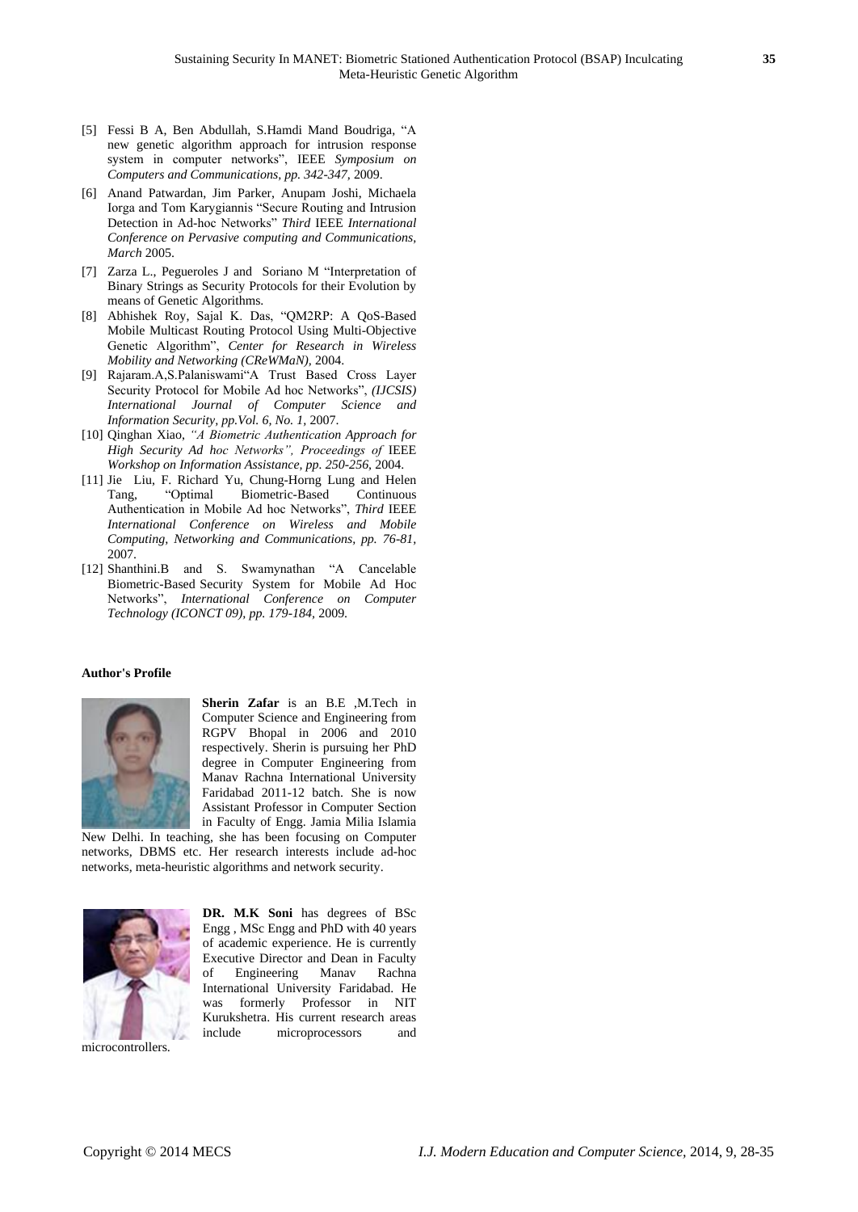[5] Fessi B A, Ben Abdullah, S.Hamdi Mand Boudriga, "A new genetic algorithm approach for intrusion response system in computer networks", IEEE *Symposium on Computers and Communications, pp. 342-347,* 2009.

[6] Anand Patwardan, Jim Parker, Anupam Joshi, Michaela Iorga and Tom Karygiannis "Secure Routing and Intrusion Detection in Ad-hoc Networks" *Third* IEEE *International Conference on Pervasive computing and Communications, March* 2005.

[7] Zarza L., Pegueroles J and Soriano M "Interpretation of Binary Strings as Security Protocols for their Evolution by means of Genetic Algorithms.

[8] Abhishek Roy, Sajal K. Das, "QM2RP: A QoS-Based Mobile Multicast Routing Protocol Using Multi-Objective Genetic Algorithm", *Center for Research in Wireless Mobility and Networking (CReWMaN),* 2004.

[9] Rajaram.A,S.Palaniswami"A Trust Based Cross Layer Security Protocol for Mobile Ad hoc Networks", *(IJCSIS) International Journal of Computer Science and Information Security, pp.Vol. 6, No. 1,* 2007.

[10] Qinghan Xiao, *"A Biometric Authentication Approach for High Security Ad hoc Networks", Proceedings of* IEEE *Workshop on Information Assistance, pp. 250-256,* 2004.

[11] Jie Liu, F. Richard Yu, Chung-Horng Lung and Helen Tang, "Optimal Biometric-Based Continuous Authentication in Mobile Ad hoc Networks", *Third* IEEE *International Conference on Wireless and Mobile Computing, Networking and Communications, pp. 76-81,* 2007.

[12] Shanthini.B and S. Swamynathan "A Cancelable Biometric-Based Security System for Mobile Ad Hoc Networks", *International Conference on Computer Technology (ICONCT 09), pp. 179-184,* 2009.

**Author's Profile**

**Sherin Zafar** is an B.E ,M.Tech in Computer Science and Engineering from RGPV Bhopal in 2006 and 2010 respectively. Sherin is pursuing her PhD degree in Computer Engineering from Manav Rachna International University Faridabad 2011-12 batch. She is now Assistant Professor in Computer Section in Faculty of Engg. Jamia Milia Islamia New Delhi. In teaching, she has been focusing on Computer networks, DBMS etc. Her research interests include ad-hoc networks, meta-heuristic algorithms and network security.

**DR. M.K Soni** has degrees of BSc Engg , MSc Engg and PhD with 40 years of academic experience. He is currently Executive Director and Dean in Faculty of Engineering Manav Rachna International University Faridabad. He was formerly Professor in NIT Kurukshetra. His current research areas include microprocessors and microcontrollers.